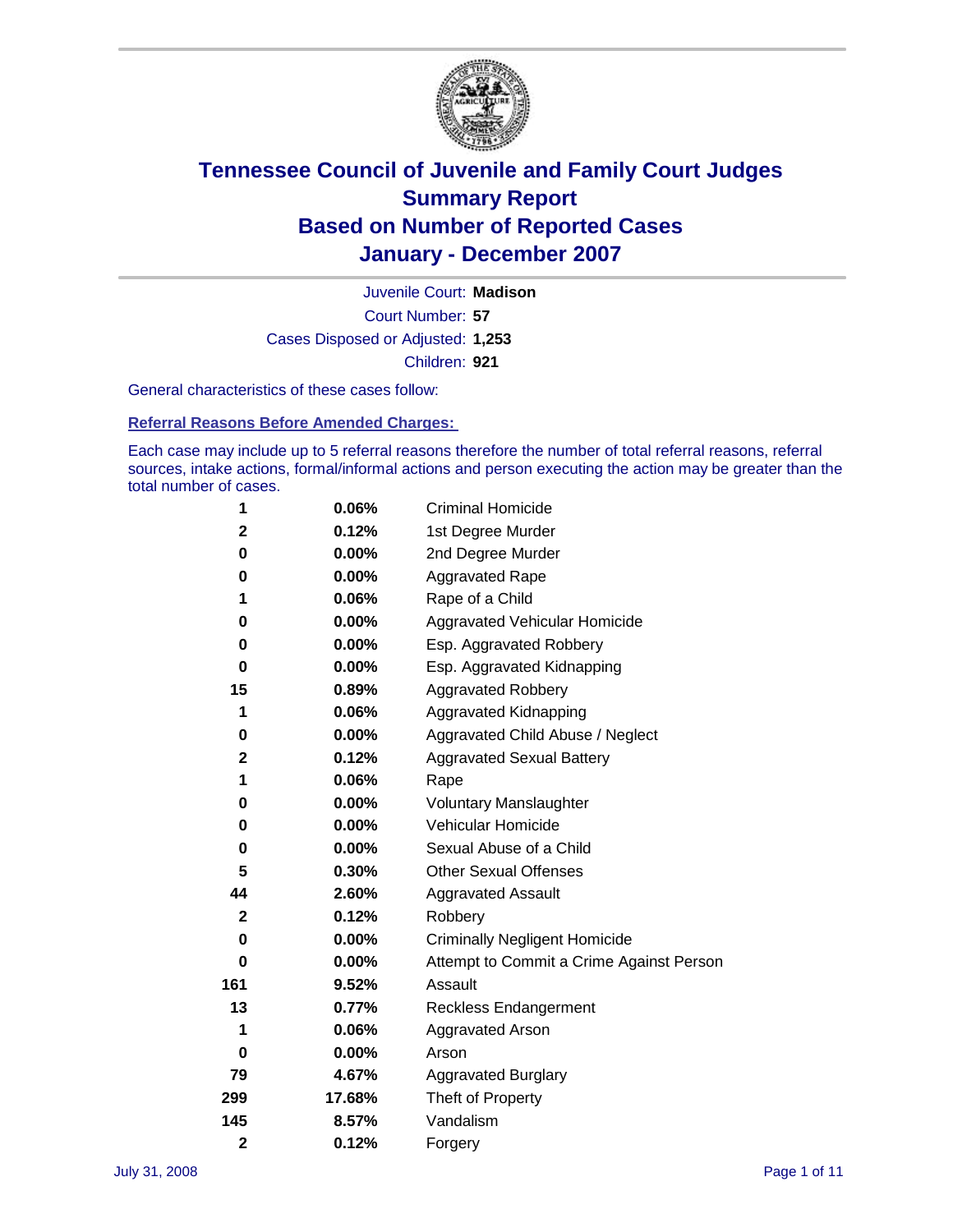# Tennessee Council of Juvenile and Family Court Judges
## Summary Report
## Based on Number of Reported Cases
## January - December 2007

Juvenile Court: **Madison**

Court Number: **57**

Cases Disposed or Adjusted: **1,253**

Children: **921**

General characteristics of these cases follow:

### Referral Reasons Before Amended Charges:

Each case may include up to 5 referral reasons therefore the number of total referral reasons, referral sources, intake actions, formal/informal actions and person executing the action may be greater than the total number of cases.

| Count | Percent | Referral Reason |
|---|---|---|
| 1 | 0.06% | Criminal Homicide |
| 2 | 0.12% | 1st Degree Murder |
| 0 | 0.00% | 2nd Degree Murder |
| 0 | 0.00% | Aggravated Rape |
| 1 | 0.06% | Rape of a Child |
| 0 | 0.00% | Aggravated Vehicular Homicide |
| 0 | 0.00% | Esp. Aggravated Robbery |
| 0 | 0.00% | Esp. Aggravated Kidnapping |
| 15 | 0.89% | Aggravated Robbery |
| 1 | 0.06% | Aggravated Kidnapping |
| 0 | 0.00% | Aggravated Child Abuse / Neglect |
| 2 | 0.12% | Aggravated Sexual Battery |
| 1 | 0.06% | Rape |
| 0 | 0.00% | Voluntary Manslaughter |
| 0 | 0.00% | Vehicular Homicide |
| 0 | 0.00% | Sexual Abuse of a Child |
| 5 | 0.30% | Other Sexual Offenses |
| 44 | 2.60% | Aggravated Assault |
| 2 | 0.12% | Robbery |
| 0 | 0.00% | Criminally Negligent Homicide |
| 0 | 0.00% | Attempt to Commit a Crime Against Person |
| 161 | 9.52% | Assault |
| 13 | 0.77% | Reckless Endangerment |
| 1 | 0.06% | Aggravated Arson |
| 0 | 0.00% | Arson |
| 79 | 4.67% | Aggravated Burglary |
| 299 | 17.68% | Theft of Property |
| 145 | 8.57% | Vandalism |
| 2 | 0.12% | Forgery |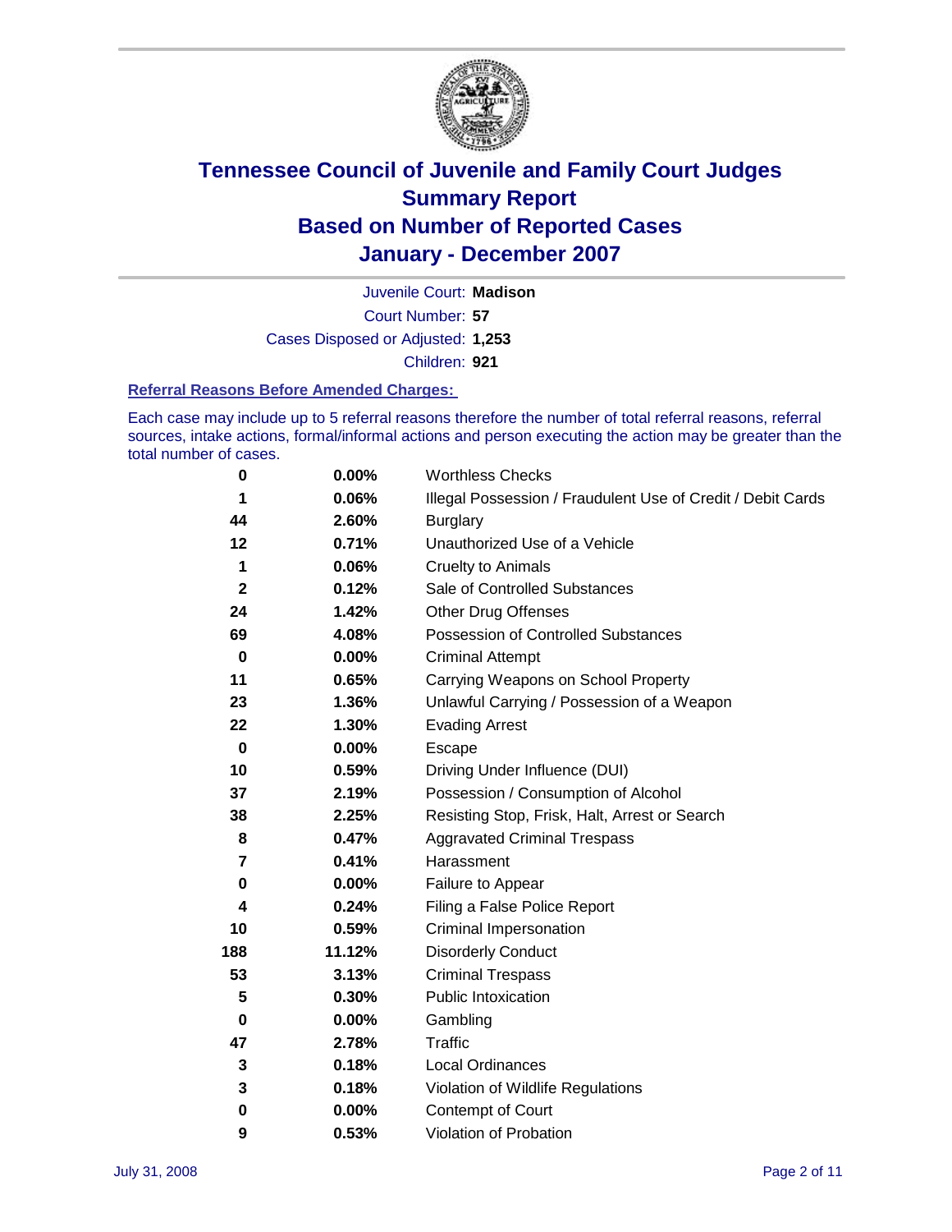# Tennessee Council of Juvenile and Family Court Judges
# Summary Report
# Based on Number of Reported Cases
# January - December 2007

Juvenile Court: **Madison**

Court Number: **57**

Cases Disposed or Adjusted: **1,253**

Children: **921**

### Referral Reasons Before Amended Charges:

Each case may include up to 5 referral reasons therefore the number of total referral reasons, referral sources, intake actions, formal/informal actions and person executing the action may be greater than the total number of cases.

| | | |
|---|---|---|
| 0 | 0.00% | Worthless Checks |
| 1 | 0.06% | Illegal Possession / Fraudulent Use of Credit / Debit Cards |
| 44 | 2.60% | Burglary |
| 12 | 0.71% | Unauthorized Use of a Vehicle |
| 1 | 0.06% | Cruelty to Animals |
| 2 | 0.12% | Sale of Controlled Substances |
| 24 | 1.42% | Other Drug Offenses |
| 69 | 4.08% | Possession of Controlled Substances |
| 0 | 0.00% | Criminal Attempt |
| 11 | 0.65% | Carrying Weapons on School Property |
| 23 | 1.36% | Unlawful Carrying / Possession of a Weapon |
| 22 | 1.30% | Evading Arrest |
| 0 | 0.00% | Escape |
| 10 | 0.59% | Driving Under Influence (DUI) |
| 37 | 2.19% | Possession / Consumption of Alcohol |
| 38 | 2.25% | Resisting Stop, Frisk, Halt, Arrest or Search |
| 8 | 0.47% | Aggravated Criminal Trespass |
| 7 | 0.41% | Harassment |
| 0 | 0.00% | Failure to Appear |
| 4 | 0.24% | Filing a False Police Report |
| 10 | 0.59% | Criminal Impersonation |
| 188 | 11.12% | Disorderly Conduct |
| 53 | 3.13% | Criminal Trespass |
| 5 | 0.30% | Public Intoxication |
| 0 | 0.00% | Gambling |
| 47 | 2.78% | Traffic |
| 3 | 0.18% | Local Ordinances |
| 3 | 0.18% | Violation of Wildlife Regulations |
| 0 | 0.00% | Contempt of Court |
| 9 | 0.53% | Violation of Probation |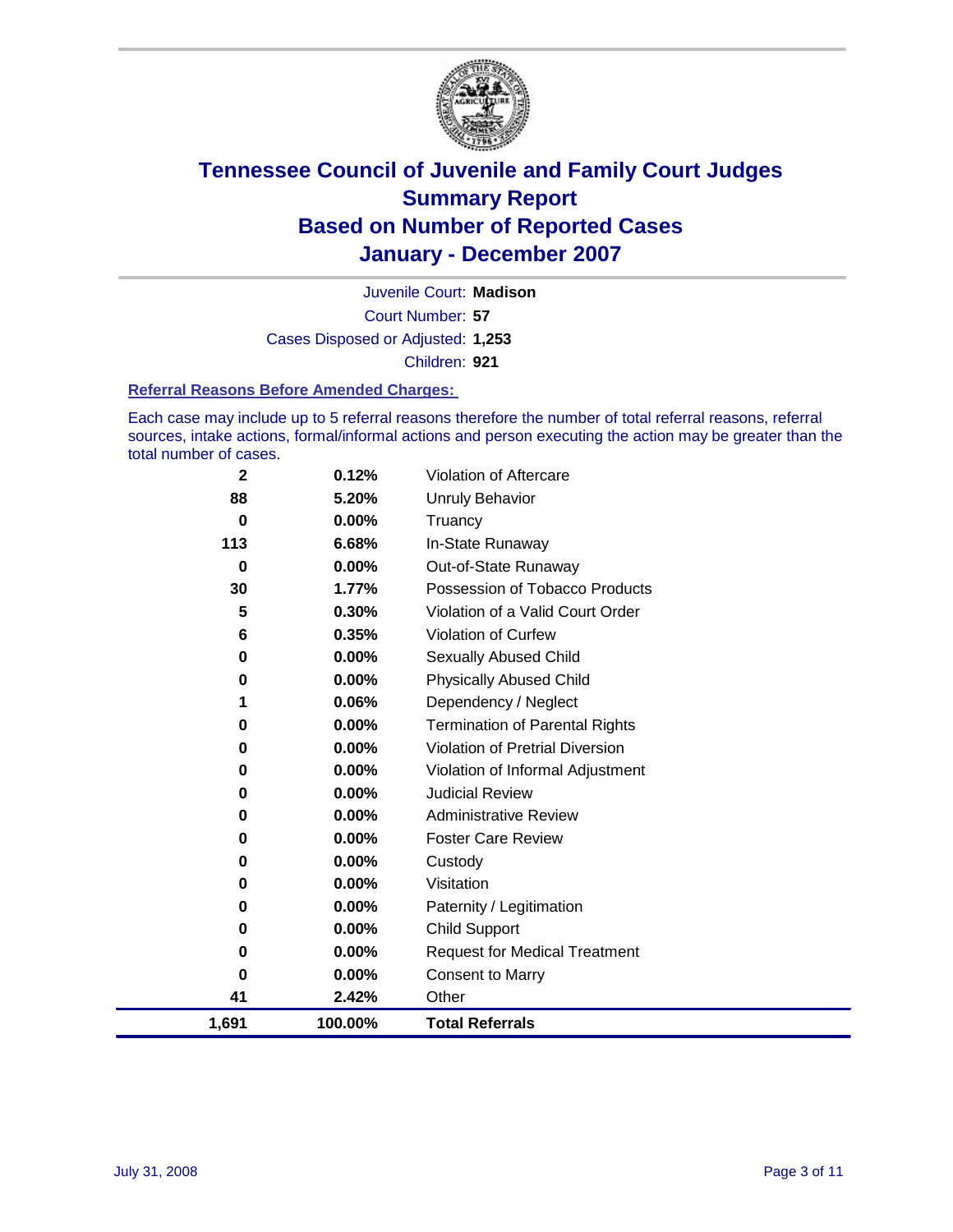# Tennessee Council of Juvenile and Family Court Judges
# Summary Report
# Based on Number of Reported Cases
# January - December 2007

Juvenile Court: **Madison**

Court Number: **57**

Cases Disposed or Adjusted: **1,253**

Children: **921**

### Referral Reasons Before Amended Charges:

Each case may include up to 5 referral reasons therefore the number of total referral reasons, referral sources, intake actions, formal/informal actions and person executing the action may be greater than the total number of cases.

| Count | Percent | Referral Reason |
|---|---|---|
| 2 | 0.12% | Violation of Aftercare |
| 88 | 5.20% | Unruly Behavior |
| 0 | 0.00% | Truancy |
| 113 | 6.68% | In-State Runaway |
| 0 | 0.00% | Out-of-State Runaway |
| 30 | 1.77% | Possession of Tobacco Products |
| 5 | 0.30% | Violation of a Valid Court Order |
| 6 | 0.35% | Violation of Curfew |
| 0 | 0.00% | Sexually Abused Child |
| 0 | 0.00% | Physically Abused Child |
| 1 | 0.06% | Dependency / Neglect |
| 0 | 0.00% | Termination of Parental Rights |
| 0 | 0.00% | Violation of Pretrial Diversion |
| 0 | 0.00% | Violation of Informal Adjustment |
| 0 | 0.00% | Judicial Review |
| 0 | 0.00% | Administrative Review |
| 0 | 0.00% | Foster Care Review |
| 0 | 0.00% | Custody |
| 0 | 0.00% | Visitation |
| 0 | 0.00% | Paternity / Legitimation |
| 0 | 0.00% | Child Support |
| 0 | 0.00% | Request for Medical Treatment |
| 0 | 0.00% | Consent to Marry |
| 41 | 2.42% | Other |
| **1,691** | **100.00%** | **Total Referrals** |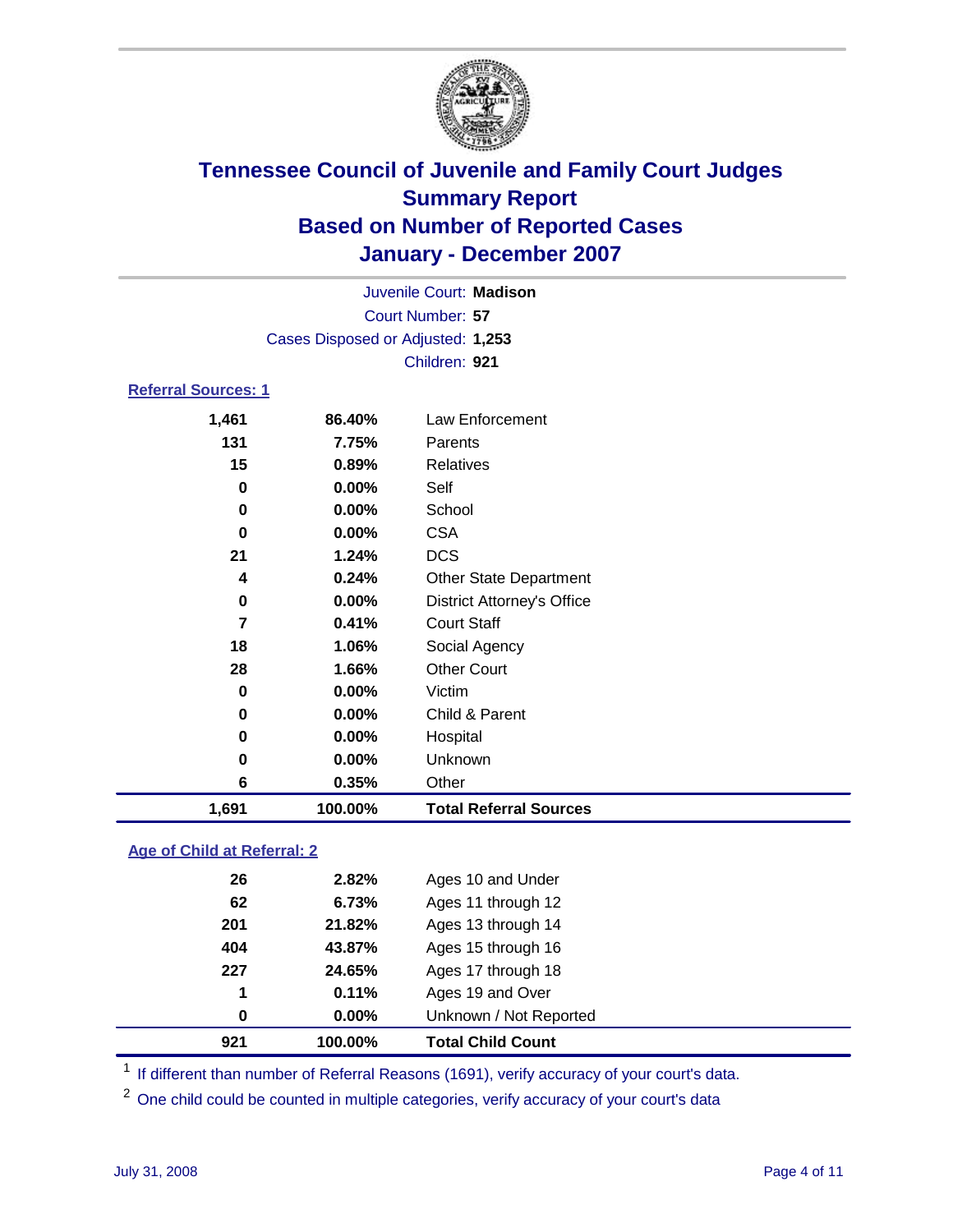# Tennessee Council of Juvenile and Family Court Judges
## Summary Report
## Based on Number of Reported Cases
## January - December 2007

Juvenile Court: **Madison**
Court Number: **57**
Cases Disposed or Adjusted: **1,253**
Children: **921**

### Referral Sources: 1

| Count | Percent | Source |
|---|---|---|
| 1,461 | 86.40% | Law Enforcement |
| 131 | 7.75% | Parents |
| 15 | 0.89% | Relatives |
| 0 | 0.00% | Self |
| 0 | 0.00% | School |
| 0 | 0.00% | CSA |
| 21 | 1.24% | DCS |
| 4 | 0.24% | Other State Department |
| 0 | 0.00% | District Attorney's Office |
| 7 | 0.41% | Court Staff |
| 18 | 1.06% | Social Agency |
| 28 | 1.66% | Other Court |
| 0 | 0.00% | Victim |
| 0 | 0.00% | Child & Parent |
| 0 | 0.00% | Hospital |
| 0 | 0.00% | Unknown |
| 6 | 0.35% | Other |
| **1,691** | **100.00%** | **Total Referral Sources** |

### Age of Child at Referral: 2

| Count | Percent | Age |
|---|---|---|
| 26 | 2.82% | Ages 10 and Under |
| 62 | 6.73% | Ages 11 through 12 |
| 201 | 21.82% | Ages 13 through 14 |
| 404 | 43.87% | Ages 15 through 16 |
| 227 | 24.65% | Ages 17 through 18 |
| 1 | 0.11% | Ages 19 and Over |
| 0 | 0.00% | Unknown / Not Reported |
| **921** | **100.00%** | **Total Child Count** |

[1] If different than number of Referral Reasons (1691), verify accuracy of your court's data.

[2] One child could be counted in multiple categories, verify accuracy of your court's data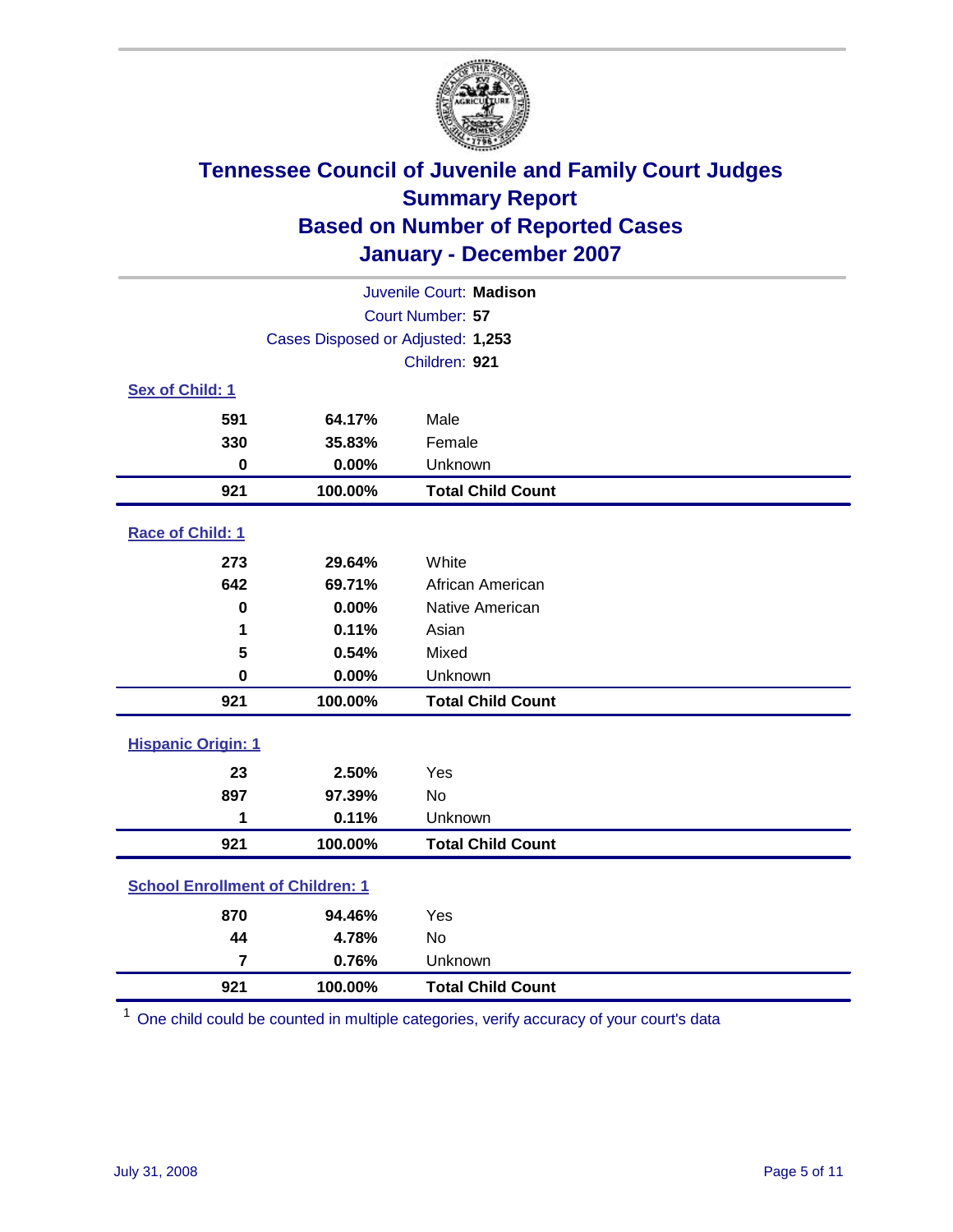# Tennessee Council of Juvenile and Family Court Judges
## Summary Report
## Based on Number of Reported Cases
## January - December 2007

Juvenile Court: **Madison**

Court Number: **57**

Cases Disposed or Adjusted: **1,253**

Children: **921**

### Sex of Child: 1

| | | |
|---|---|---|
| 591 | 64.17% | Male |
| 330 | 35.83% | Female |
| 0 | 0.00% | Unknown |
| **921** | **100.00%** | **Total Child Count** |

### Race of Child: 1

| | | |
|---|---|---|
| 273 | 29.64% | White |
| 642 | 69.71% | African American |
| 0 | 0.00% | Native American |
| 1 | 0.11% | Asian |
| 5 | 0.54% | Mixed |
| 0 | 0.00% | Unknown |
| **921** | **100.00%** | **Total Child Count** |

### Hispanic Origin: 1

| | | |
|---|---|---|
| 23 | 2.50% | Yes |
| 897 | 97.39% | No |
| 1 | 0.11% | Unknown |
| **921** | **100.00%** | **Total Child Count** |

### School Enrollment of Children: 1

| | | |
|---|---|---|
| 870 | 94.46% | Yes |
| 44 | 4.78% | No |
| 7 | 0.76% | Unknown |
| **921** | **100.00%** | **Total Child Count** |

[1] One child could be counted in multiple categories, verify accuracy of your court's data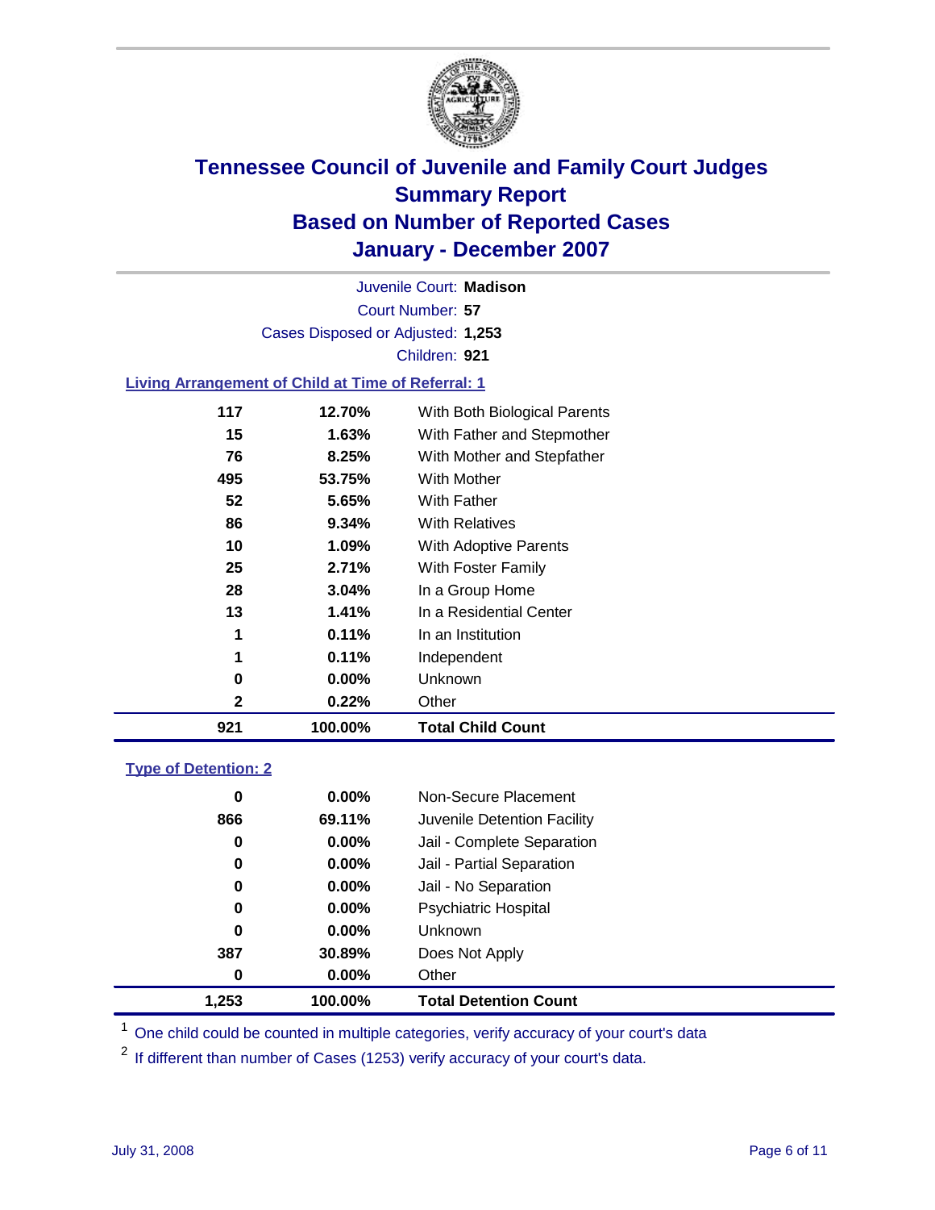# Tennessee Council of Juvenile and Family Court Judges
## Summary Report
## Based on Number of Reported Cases
## January - December 2007

Juvenile Court: **Madison**

Court Number: **57**

Cases Disposed or Adjusted: **1,253**

Children: **921**

### Living Arrangement of Child at Time of Referral: 1

| | | |
|---|---|---|
| 117 | 12.70% | With Both Biological Parents |
| 15 | 1.63% | With Father and Stepmother |
| 76 | 8.25% | With Mother and Stepfather |
| 495 | 53.75% | With Mother |
| 52 | 5.65% | With Father |
| 86 | 9.34% | With Relatives |
| 10 | 1.09% | With Adoptive Parents |
| 25 | 2.71% | With Foster Family |
| 28 | 3.04% | In a Group Home |
| 13 | 1.41% | In a Residential Center |
| 1 | 0.11% | In an Institution |
| 1 | 0.11% | Independent |
| 0 | 0.00% | Unknown |
| 2 | 0.22% | Other |
| **921** | **100.00%** | **Total Child Count** |

### Type of Detention: 2

| | | |
|---|---|---|
| 0 | 0.00% | Non-Secure Placement |
| 866 | 69.11% | Juvenile Detention Facility |
| 0 | 0.00% | Jail - Complete Separation |
| 0 | 0.00% | Jail - Partial Separation |
| 0 | 0.00% | Jail - No Separation |
| 0 | 0.00% | Psychiatric Hospital |
| 0 | 0.00% | Unknown |
| 387 | 30.89% | Does Not Apply |
| 0 | 0.00% | Other |
| **1,253** | **100.00%** | **Total Detention Count** |

[1] One child could be counted in multiple categories, verify accuracy of your court's data

[2] If different than number of Cases (1253) verify accuracy of your court's data.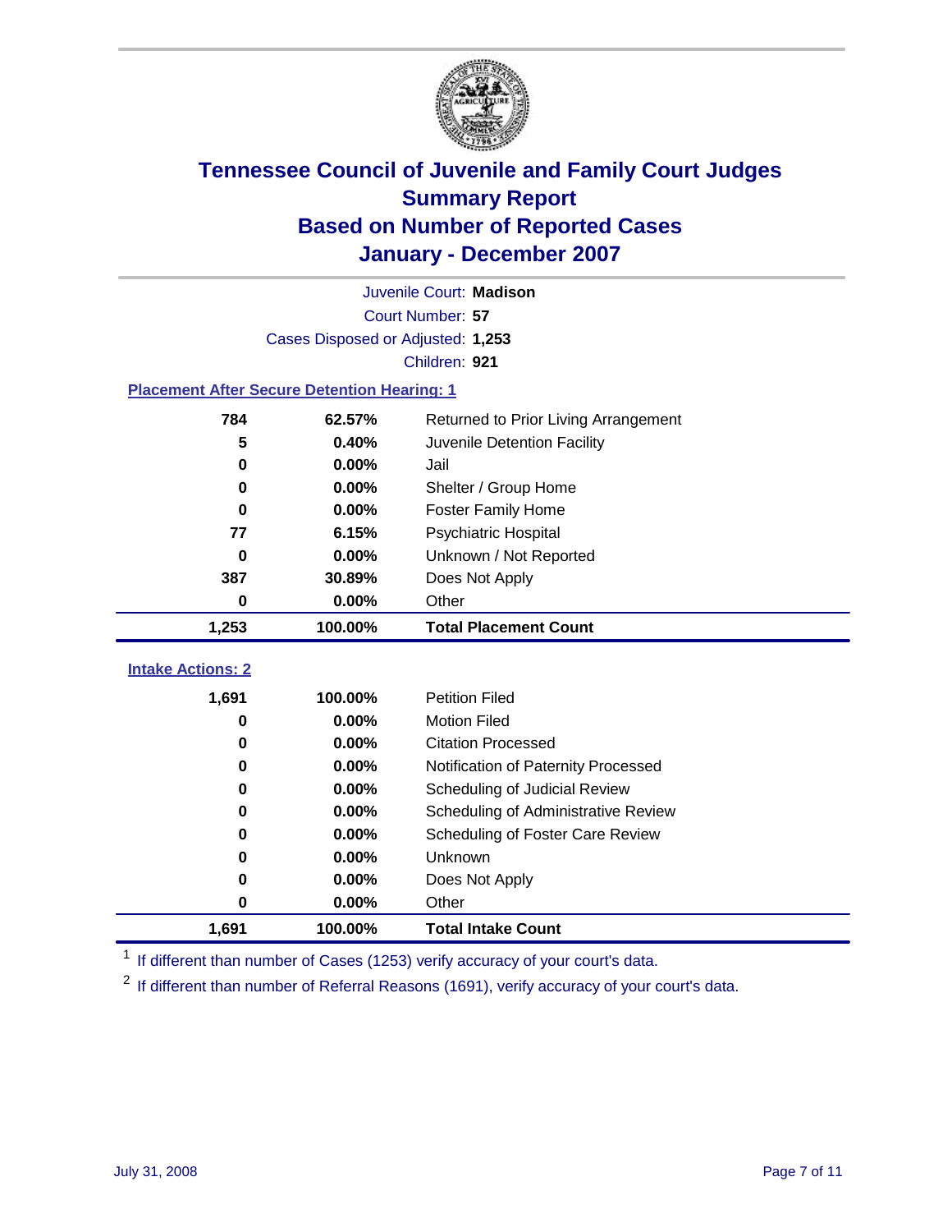# Tennessee Council of Juvenile and Family Court Judges
## Summary Report
## Based on Number of Reported Cases
## January - December 2007

Juvenile Court: **Madison**

Court Number: **57**

Cases Disposed or Adjusted: **1,253**

Children: **921**

### Placement After Secure Detention Hearing: 1

| | | |
|---|---|---|
| 784 | 62.57% | Returned to Prior Living Arrangement |
| 5 | 0.40% | Juvenile Detention Facility |
| 0 | 0.00% | Jail |
| 0 | 0.00% | Shelter / Group Home |
| 0 | 0.00% | Foster Family Home |
| 77 | 6.15% | Psychiatric Hospital |
| 0 | 0.00% | Unknown / Not Reported |
| 387 | 30.89% | Does Not Apply |
| 0 | 0.00% | Other |
| **1,253** | **100.00%** | **Total Placement Count** |

### Intake Actions: 2

| | | |
|---|---|---|
| 1,691 | 100.00% | Petition Filed |
| 0 | 0.00% | Motion Filed |
| 0 | 0.00% | Citation Processed |
| 0 | 0.00% | Notification of Paternity Processed |
| 0 | 0.00% | Scheduling of Judicial Review |
| 0 | 0.00% | Scheduling of Administrative Review |
| 0 | 0.00% | Scheduling of Foster Care Review |
| 0 | 0.00% | Unknown |
| 0 | 0.00% | Does Not Apply |
| 0 | 0.00% | Other |
| **1,691** | **100.00%** | **Total Intake Count** |

[1] If different than number of Cases (1253) verify accuracy of your court's data.

[2] If different than number of Referral Reasons (1691), verify accuracy of your court's data.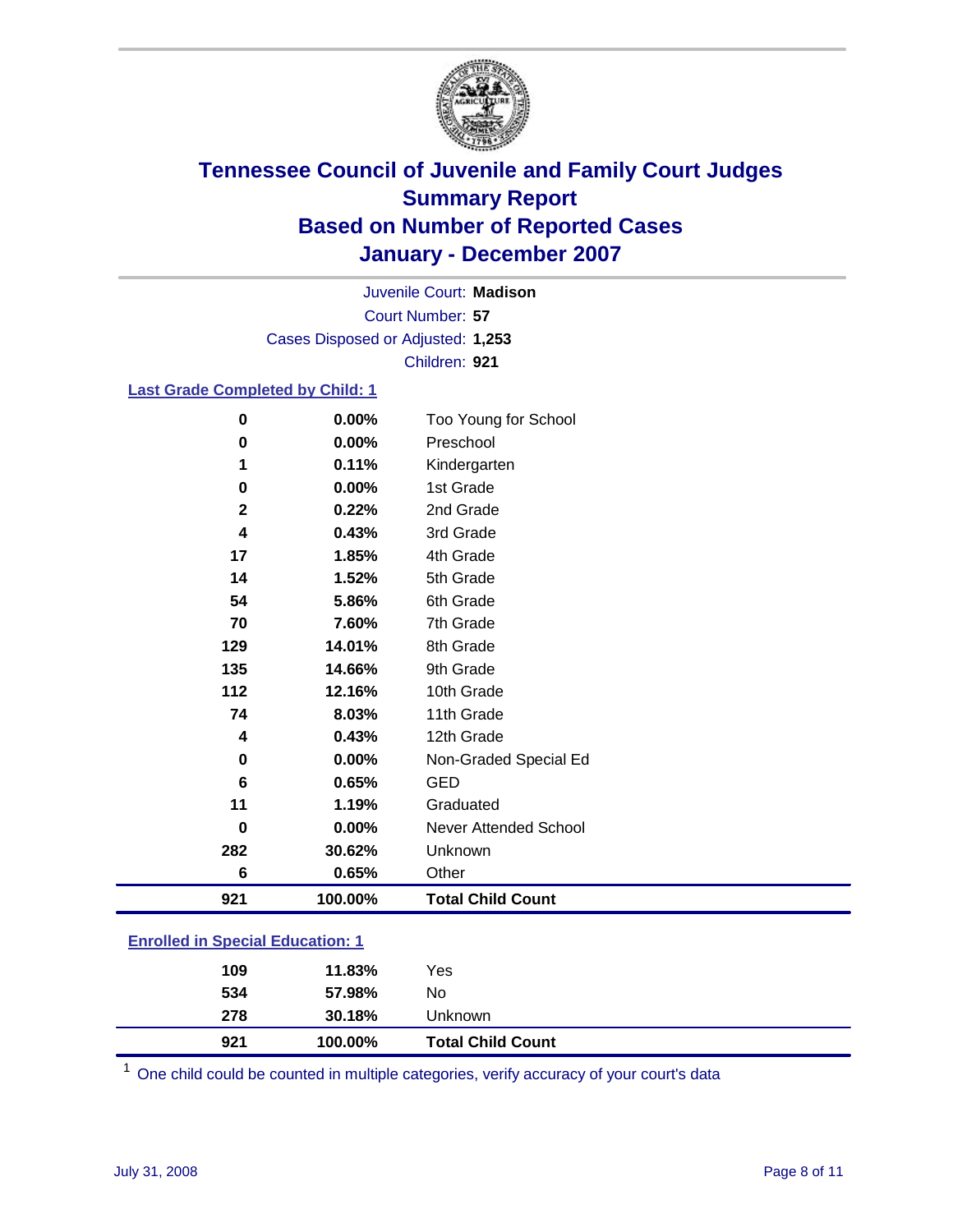# Tennessee Council of Juvenile and Family Court Judges
## Summary Report
## Based on Number of Reported Cases
## January - December 2007

Juvenile Court: **Madison**
Court Number: **57**
Cases Disposed or Adjusted: **1,253**
Children: **921**

### Last Grade Completed by Child: 1

| | | |
|---|---|---|
| 0 | 0.00% | Too Young for School |
| 0 | 0.00% | Preschool |
| 1 | 0.11% | Kindergarten |
| 0 | 0.00% | 1st Grade |
| 2 | 0.22% | 2nd Grade |
| 4 | 0.43% | 3rd Grade |
| 17 | 1.85% | 4th Grade |
| 14 | 1.52% | 5th Grade |
| 54 | 5.86% | 6th Grade |
| 70 | 7.60% | 7th Grade |
| 129 | 14.01% | 8th Grade |
| 135 | 14.66% | 9th Grade |
| 112 | 12.16% | 10th Grade |
| 74 | 8.03% | 11th Grade |
| 4 | 0.43% | 12th Grade |
| 0 | 0.00% | Non-Graded Special Ed |
| 6 | 0.65% | GED |
| 11 | 1.19% | Graduated |
| 0 | 0.00% | Never Attended School |
| 282 | 30.62% | Unknown |
| 6 | 0.65% | Other |
| **921** | **100.00%** | **Total Child Count** |

### Enrolled in Special Education: 1

| | | |
|---|---|---|
| 109 | 11.83% | Yes |
| 534 | 57.98% | No |
| 278 | 30.18% | Unknown |
| **921** | **100.00%** | **Total Child Count** |

[1] One child could be counted in multiple categories, verify accuracy of your court's data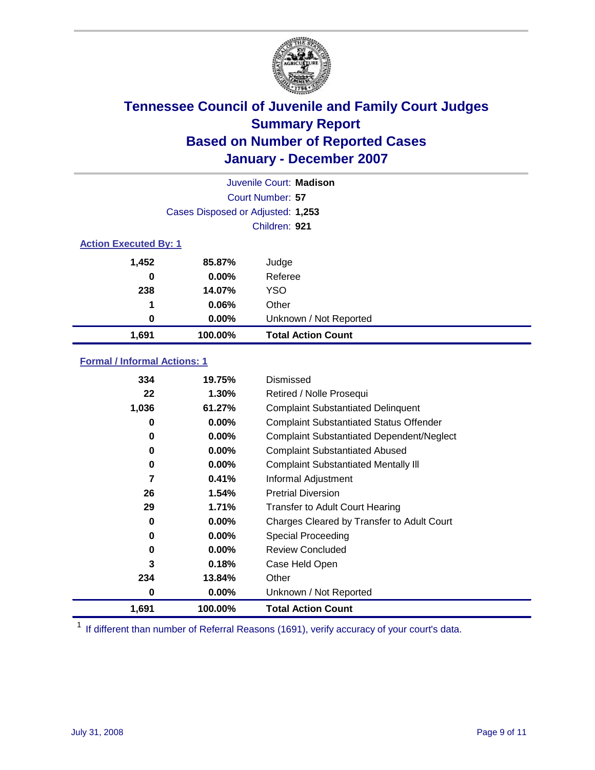# Tennessee Council of Juvenile and Family Court Judges
## Summary Report
## Based on Number of Reported Cases
## January - December 2007

Juvenile Court: **Madison**
Court Number: **57**
Cases Disposed or Adjusted: **1,253**
Children: **921**

### Action Executed By: 1

| | | |
|---|---|---|
| 1,452 | 85.87% | Judge |
| 0 | 0.00% | Referee |
| 238 | 14.07% | YSO |
| 1 | 0.06% | Other |
| 0 | 0.00% | Unknown / Not Reported |
| **1,691** | **100.00%** | **Total Action Count** |

### Formal / Informal Actions: 1

| | | |
|---|---|---|
| 334 | 19.75% | Dismissed |
| 22 | 1.30% | Retired / Nolle Prosequi |
| 1,036 | 61.27% | Complaint Substantiated Delinquent |
| 0 | 0.00% | Complaint Substantiated Status Offender |
| 0 | 0.00% | Complaint Substantiated Dependent/Neglect |
| 0 | 0.00% | Complaint Substantiated Abused |
| 0 | 0.00% | Complaint Substantiated Mentally Ill |
| 7 | 0.41% | Informal Adjustment |
| 26 | 1.54% | Pretrial Diversion |
| 29 | 1.71% | Transfer to Adult Court Hearing |
| 0 | 0.00% | Charges Cleared by Transfer to Adult Court |
| 0 | 0.00% | Special Proceeding |
| 0 | 0.00% | Review Concluded |
| 3 | 0.18% | Case Held Open |
| 234 | 13.84% | Other |
| 0 | 0.00% | Unknown / Not Reported |
| **1,691** | **100.00%** | **Total Action Count** |

[1] If different than number of Referral Reasons (1691), verify accuracy of your court's data.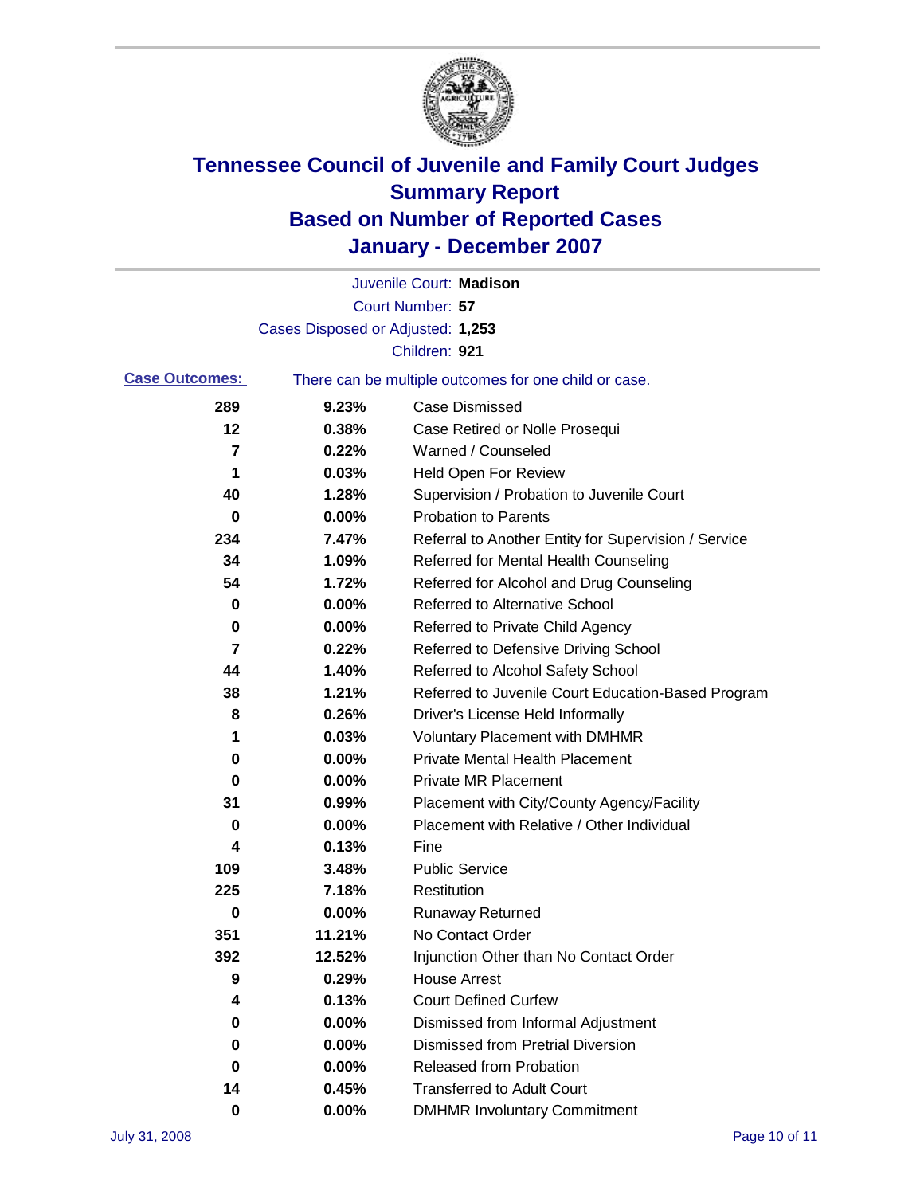# Tennessee Council of Juvenile and Family Court Judges
# Summary Report
# Based on Number of Reported Cases
# January - December 2007

Juvenile Court: **Madison**

Court Number: **57**

Cases Disposed or Adjusted: **1,253**

Children: **921**

**Case Outcomes:** There can be multiple outcomes for one child or case.

| | | |
|---|---|---|
| 289 | 9.23% | Case Dismissed |
| 12 | 0.38% | Case Retired or Nolle Prosequi |
| 7 | 0.22% | Warned / Counseled |
| 1 | 0.03% | Held Open For Review |
| 40 | 1.28% | Supervision / Probation to Juvenile Court |
| 0 | 0.00% | Probation to Parents |
| 234 | 7.47% | Referral to Another Entity for Supervision / Service |
| 34 | 1.09% | Referred for Mental Health Counseling |
| 54 | 1.72% | Referred for Alcohol and Drug Counseling |
| 0 | 0.00% | Referred to Alternative School |
| 0 | 0.00% | Referred to Private Child Agency |
| 7 | 0.22% | Referred to Defensive Driving School |
| 44 | 1.40% | Referred to Alcohol Safety School |
| 38 | 1.21% | Referred to Juvenile Court Education-Based Program |
| 8 | 0.26% | Driver's License Held Informally |
| 1 | 0.03% | Voluntary Placement with DMHMR |
| 0 | 0.00% | Private Mental Health Placement |
| 0 | 0.00% | Private MR Placement |
| 31 | 0.99% | Placement with City/County Agency/Facility |
| 0 | 0.00% | Placement with Relative / Other Individual |
| 4 | 0.13% | Fine |
| 109 | 3.48% | Public Service |
| 225 | 7.18% | Restitution |
| 0 | 0.00% | Runaway Returned |
| 351 | 11.21% | No Contact Order |
| 392 | 12.52% | Injunction Other than No Contact Order |
| 9 | 0.29% | House Arrest |
| 4 | 0.13% | Court Defined Curfew |
| 0 | 0.00% | Dismissed from Informal Adjustment |
| 0 | 0.00% | Dismissed from Pretrial Diversion |
| 0 | 0.00% | Released from Probation |
| 14 | 0.45% | Transferred to Adult Court |
| 0 | 0.00% | DMHMR Involuntary Commitment |

July 31, 2008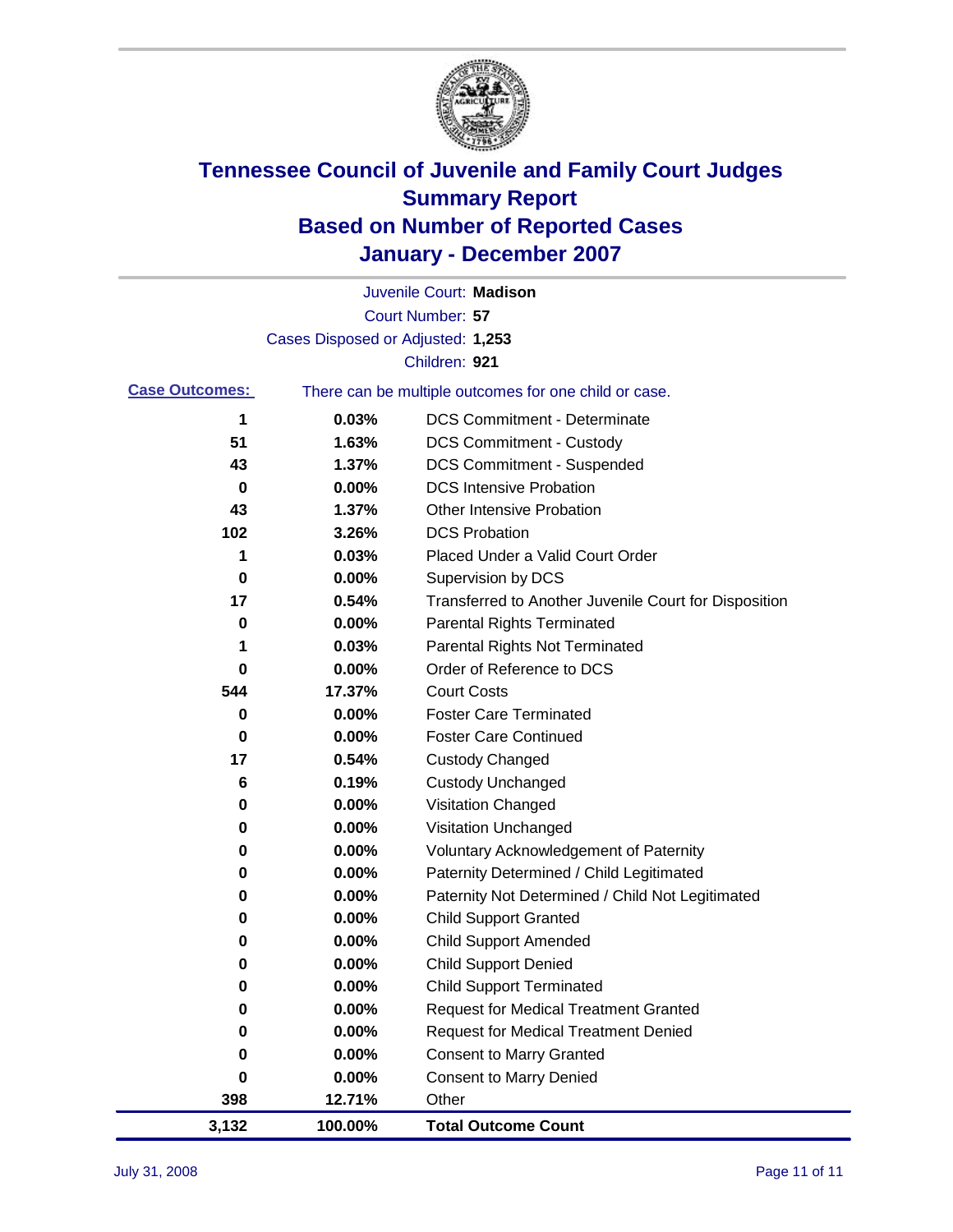# Tennessee Council of Juvenile and Family Court Judges
## Summary Report
## Based on Number of Reported Cases
## January - December 2007

Juvenile Court: **Madison**

Court Number: **57**

Cases Disposed or Adjusted: **1,253**

Children: **921**

**Case Outcomes:** There can be multiple outcomes for one child or case.

| | | |
|---|---|---|
| 1 | 0.03% | DCS Commitment - Determinate |
| 51 | 1.63% | DCS Commitment - Custody |
| 43 | 1.37% | DCS Commitment - Suspended |
| 0 | 0.00% | DCS Intensive Probation |
| 43 | 1.37% | Other Intensive Probation |
| 102 | 3.26% | DCS Probation |
| 1 | 0.03% | Placed Under a Valid Court Order |
| 0 | 0.00% | Supervision by DCS |
| 17 | 0.54% | Transferred to Another Juvenile Court for Disposition |
| 0 | 0.00% | Parental Rights Terminated |
| 1 | 0.03% | Parental Rights Not Terminated |
| 0 | 0.00% | Order of Reference to DCS |
| 544 | 17.37% | Court Costs |
| 0 | 0.00% | Foster Care Terminated |
| 0 | 0.00% | Foster Care Continued |
| 17 | 0.54% | Custody Changed |
| 6 | 0.19% | Custody Unchanged |
| 0 | 0.00% | Visitation Changed |
| 0 | 0.00% | Visitation Unchanged |
| 0 | 0.00% | Voluntary Acknowledgement of Paternity |
| 0 | 0.00% | Paternity Determined / Child Legitimated |
| 0 | 0.00% | Paternity Not Determined / Child Not Legitimated |
| 0 | 0.00% | Child Support Granted |
| 0 | 0.00% | Child Support Amended |
| 0 | 0.00% | Child Support Denied |
| 0 | 0.00% | Child Support Terminated |
| 0 | 0.00% | Request for Medical Treatment Granted |
| 0 | 0.00% | Request for Medical Treatment Denied |
| 0 | 0.00% | Consent to Marry Granted |
| 0 | 0.00% | Consent to Marry Denied |
| 398 | 12.71% | Other |
| **3,132** | **100.00%** | **Total Outcome Count** |

July 31, 2008